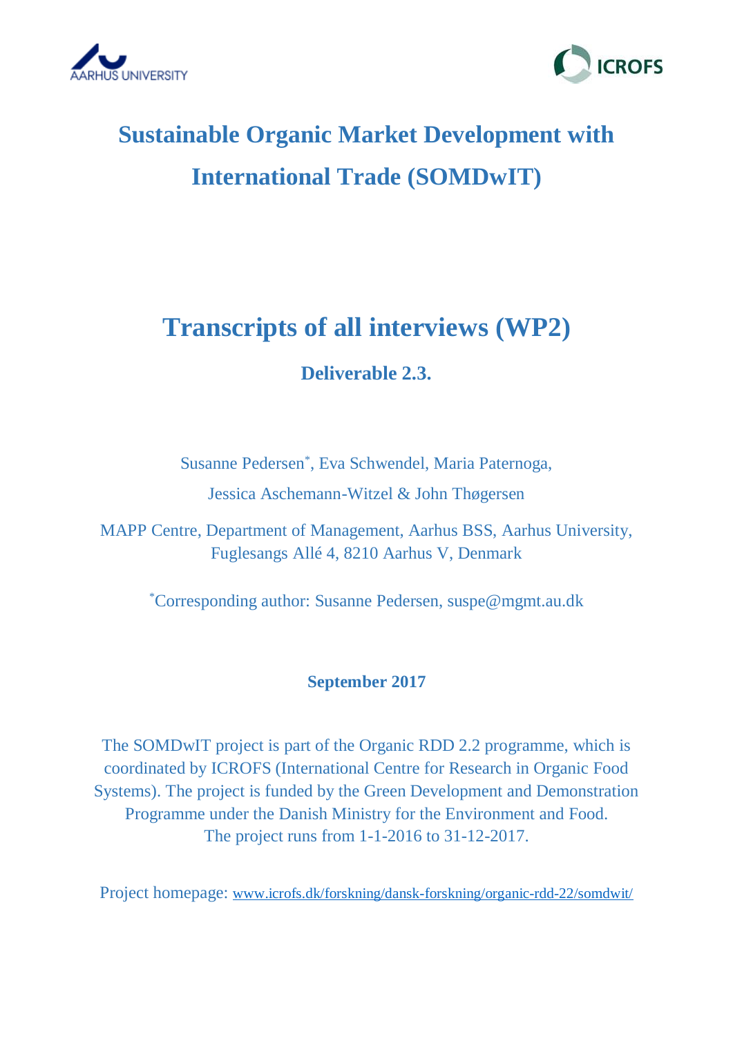# Sustainable Organic Market Development with International Trade (SOMDwIT)

# Transcripts of all interviews (WP2)

**Deliverable 2.3.**

Susanne Pedersen*, Eva Schwendel, Maria Paternoga, Jessica Aschemann-Witzel & John Thøgersen

MAPP Centre, Department of Management, Aarhus BSS, Aarhus University, Fuglesangs Allé 4, 8210 Aarhus V, Denmark

*Corresponding author: Susanne Pedersen, suspe@mgmt.au.dk

**September 2017**

The SOMDwIT project is part of the Organic RDD 2.2 programme, which is coordinated by ICROFS (International Centre for Research in Organic Food Systems). The project is funded by the Green Development and Demonstration Programme under the Danish Ministry for the Environment and Food. The project runs from 1-1-2016 to 31-12-2017.

Project homepage: www.icrofs.dk/forskning/dansk-forskning/organic-rdd-22/somdwit/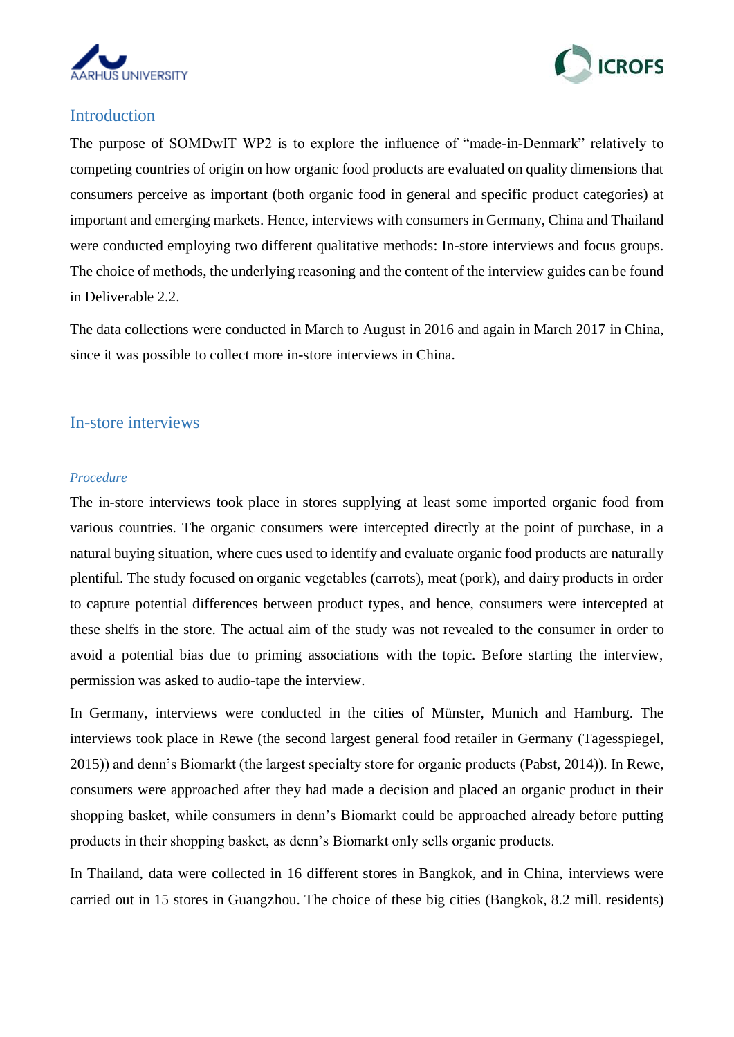## Introduction

The purpose of SOMDwIT WP2 is to explore the influence of "made-in-Denmark" relatively to competing countries of origin on how organic food products are evaluated on quality dimensions that consumers perceive as important (both organic food in general and specific product categories) at important and emerging markets. Hence, interviews with consumers in Germany, China and Thailand were conducted employing two different qualitative methods: In-store interviews and focus groups. The choice of methods, the underlying reasoning and the content of the interview guides can be found in Deliverable 2.2.

The data collections were conducted in March to August in 2016 and again in March 2017 in China, since it was possible to collect more in-store interviews in China.

## In-store interviews

### *Procedure*

The in-store interviews took place in stores supplying at least some imported organic food from various countries. The organic consumers were intercepted directly at the point of purchase, in a natural buying situation, where cues used to identify and evaluate organic food products are naturally plentiful. The study focused on organic vegetables (carrots), meat (pork), and dairy products in order to capture potential differences between product types, and hence, consumers were intercepted at these shelfs in the store. The actual aim of the study was not revealed to the consumer in order to avoid a potential bias due to priming associations with the topic. Before starting the interview, permission was asked to audio-tape the interview.

In Germany, interviews were conducted in the cities of Münster, Munich and Hamburg. The interviews took place in Rewe (the second largest general food retailer in Germany (Tagesspiegel, 2015)) and denn's Biomarkt (the largest specialty store for organic products (Pabst, 2014)). In Rewe, consumers were approached after they had made a decision and placed an organic product in their shopping basket, while consumers in denn's Biomarkt could be approached already before putting products in their shopping basket, as denn's Biomarkt only sells organic products.

In Thailand, data were collected in 16 different stores in Bangkok, and in China, interviews were carried out in 15 stores in Guangzhou. The choice of these big cities (Bangkok, 8.2 mill. residents)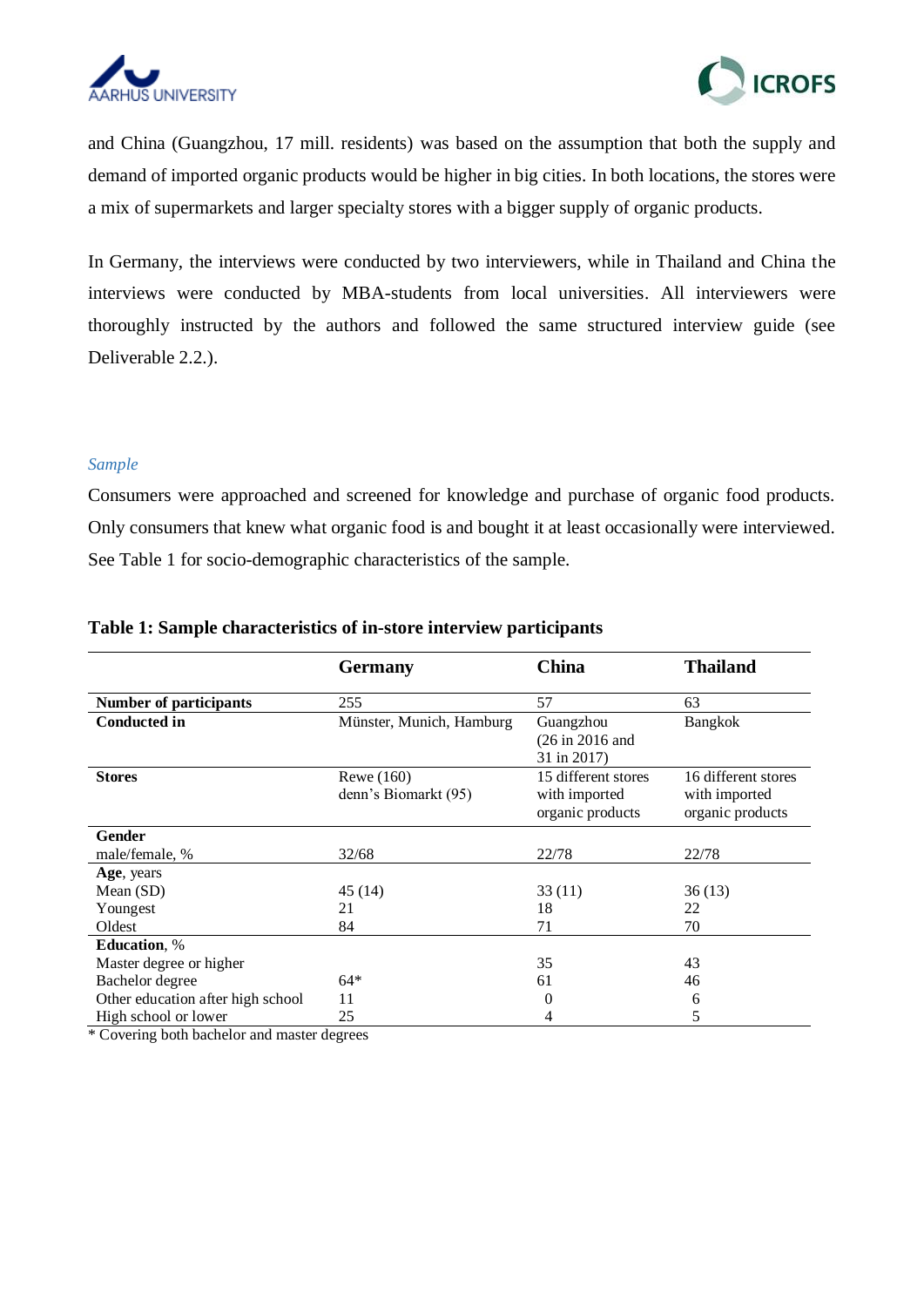and China (Guangzhou, 17 mill. residents) was based on the assumption that both the supply and demand of imported organic products would be higher in big cities. In both locations, the stores were a mix of supermarkets and larger specialty stores with a bigger supply of organic products.

In Germany, the interviews were conducted by two interviewers, while in Thailand and China the interviews were conducted by MBA-students from local universities. All interviewers were thoroughly instructed by the authors and followed the same structured interview guide (see Deliverable 2.2.).

*Sample*

Consumers were approached and screened for knowledge and purchase of organic food products. Only consumers that knew what organic food is and bought it at least occasionally were interviewed. See Table 1 for socio-demographic characteristics of the sample.

**Table 1: Sample characteristics of in-store interview participants**

| | Germany | China | Thailand |
|---|---|---|---|
| **Number of participants** | 255 | 57 | 63 |
| **Conducted in** | Münster, Munich, Hamburg | Guangzhou (26 in 2016 and 31 in 2017) | Bangkok |
| **Stores** | Rewe (160) denn's Biomarkt (95) | 15 different stores with imported organic products | 16 different stores with imported organic products |
| **Gender** | | | |
| male/female, % | 32/68 | 22/78 | 22/78 |
| **Age**, years | | | |
| Mean (SD) | 45 (14) | 33 (11) | 36 (13) |
| Youngest | 21 | 18 | 22 |
| Oldest | 84 | 71 | 70 |
| **Education**, % | | | |
| Master degree or higher | | 35 | 43 |
| Bachelor degree | 64* | 61 | 46 |
| Other education after high school | 11 | 0 | 6 |
| High school or lower | 25 | 4 | 5 |

\* Covering both bachelor and master degrees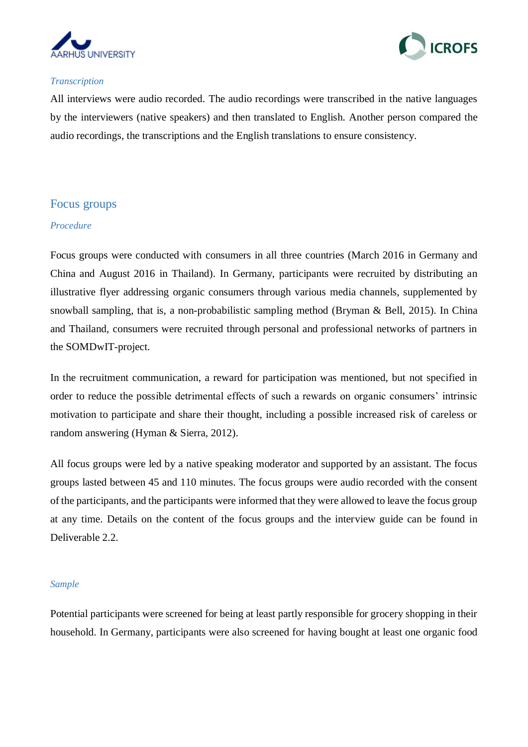### *Transcription*

All interviews were audio recorded. The audio recordings were transcribed in the native languages by the interviewers (native speakers) and then translated to English. Another person compared the audio recordings, the transcriptions and the English translations to ensure consistency.

## Focus groups

### *Procedure*

Focus groups were conducted with consumers in all three countries (March 2016 in Germany and China and August 2016 in Thailand). In Germany, participants were recruited by distributing an illustrative flyer addressing organic consumers through various media channels, supplemented by snowball sampling, that is, a non-probabilistic sampling method (Bryman & Bell, 2015). In China and Thailand, consumers were recruited through personal and professional networks of partners in the SOMDwIT-project.

In the recruitment communication, a reward for participation was mentioned, but not specified in order to reduce the possible detrimental effects of such a rewards on organic consumers' intrinsic motivation to participate and share their thought, including a possible increased risk of careless or random answering (Hyman & Sierra, 2012).

All focus groups were led by a native speaking moderator and supported by an assistant. The focus groups lasted between 45 and 110 minutes. The focus groups were audio recorded with the consent of the participants, and the participants were informed that they were allowed to leave the focus group at any time. Details on the content of the focus groups and the interview guide can be found in Deliverable 2.2.

### *Sample*

Potential participants were screened for being at least partly responsible for grocery shopping in their household. In Germany, participants were also screened for having bought at least one organic food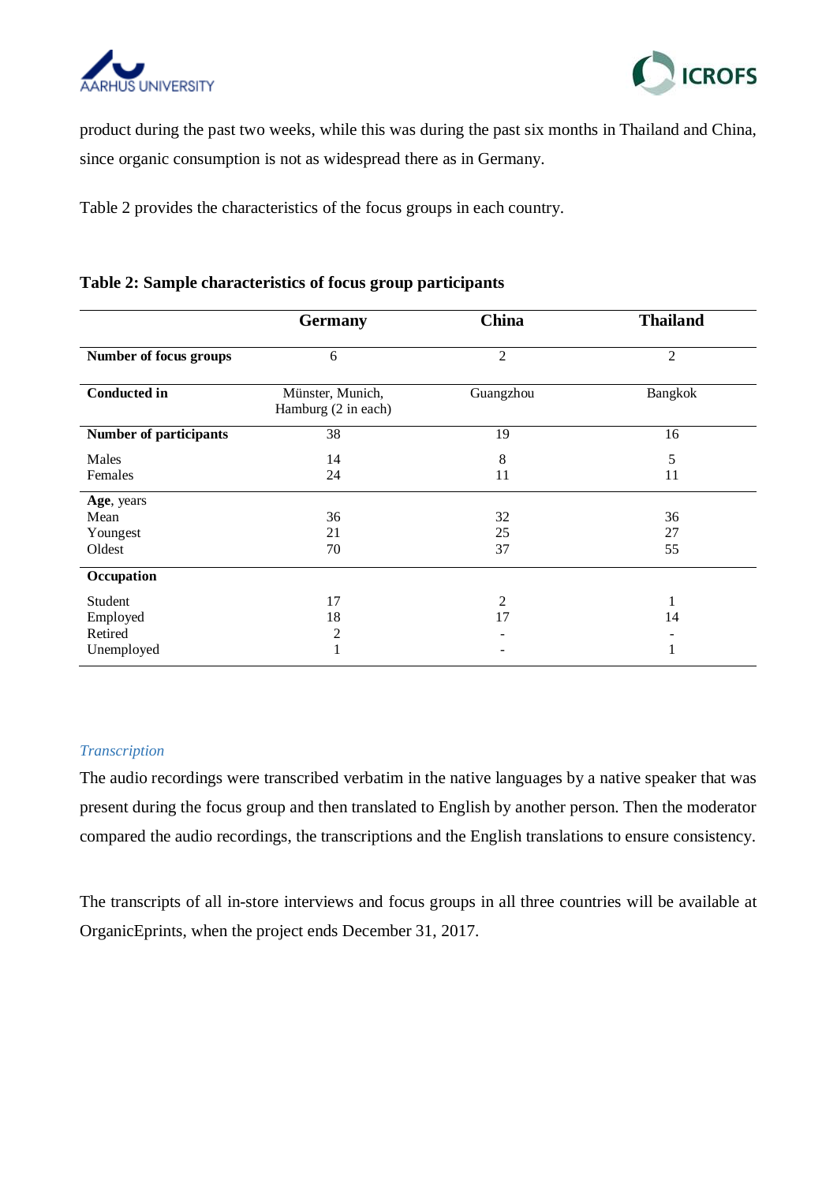product during the past two weeks, while this was during the past six months in Thailand and China, since organic consumption is not as widespread there as in Germany.

Table 2 provides the characteristics of the focus groups in each country.

**Table 2: Sample characteristics of focus group participants**

| | Germany | China | Thailand |
|---|---|---|---|
| **Number of focus groups** | 6 | 2 | 2 |
| **Conducted in** | Münster, Munich, Hamburg (2 in each) | Guangzhou | Bangkok |
| **Number of participants** | 38 | 19 | 16 |
| Males | 14 | 8 | 5 |
| Females | 24 | 11 | 11 |
| **Age**, years | | | |
| Mean | 36 | 32 | 36 |
| Youngest | 21 | 25 | 27 |
| Oldest | 70 | 37 | 55 |
| **Occupation** | | | |
| Student | 17 | 2 | 1 |
| Employed | 18 | 17 | 14 |
| Retired | 2 | - | - |
| Unemployed | 1 | - | 1 |

*Transcription*

The audio recordings were transcribed verbatim in the native languages by a native speaker that was present during the focus group and then translated to English by another person. Then the moderator compared the audio recordings, the transcriptions and the English translations to ensure consistency.

The transcripts of all in-store interviews and focus groups in all three countries will be available at OrganicEprints, when the project ends December 31, 2017.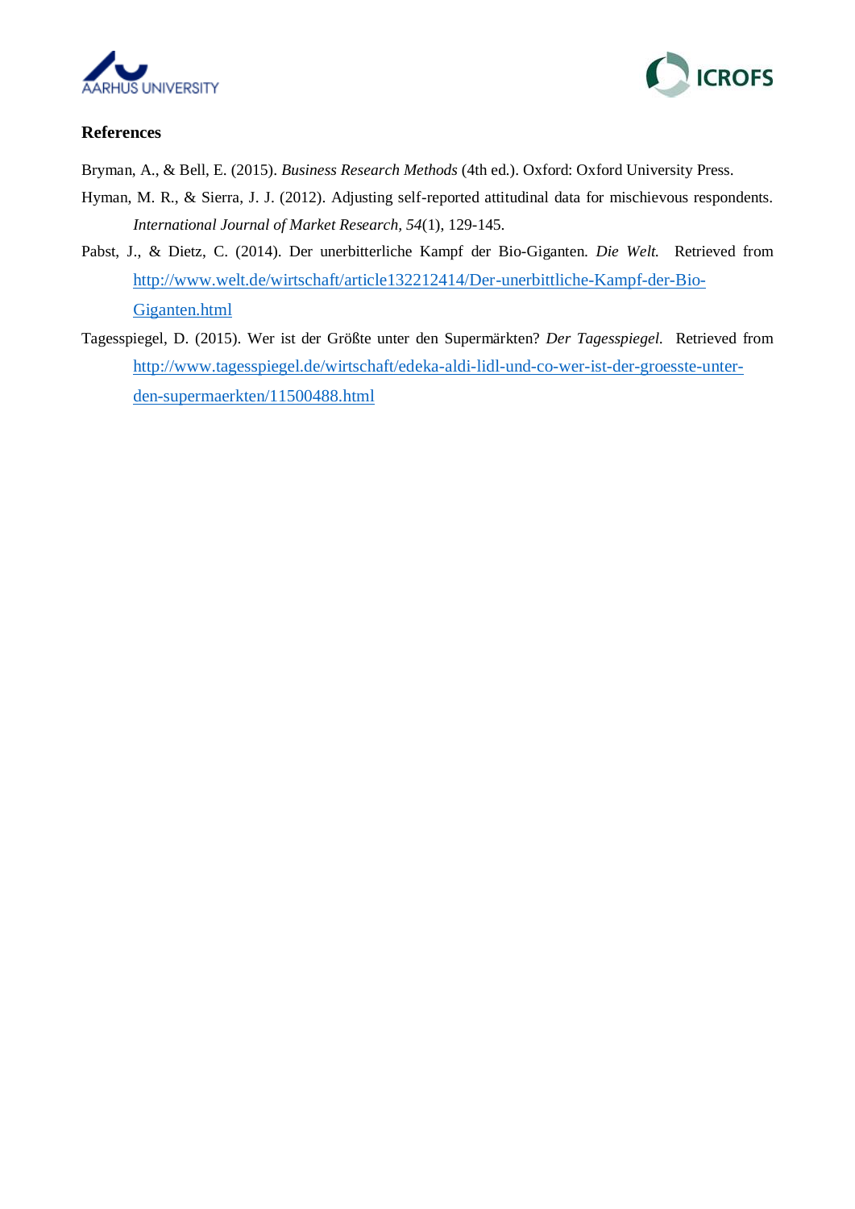## References

Bryman, A., & Bell, E. (2015). *Business Research Methods* (4th ed.). Oxford: Oxford University Press.

Hyman, M. R., & Sierra, J. J. (2012). Adjusting self-reported attitudinal data for mischievous respondents. *International Journal of Market Research, 54*(1), 129-145.

Pabst, J., & Dietz, C. (2014). Der unerbitterliche Kampf der Bio-Giganten. *Die Welt.* Retrieved from http://www.welt.de/wirtschaft/article132212414/Der-unerbittliche-Kampf-der-Bio-Giganten.html

Tagesspiegel, D. (2015). Wer ist der Größte unter den Supermärkten? *Der Tagesspiegel.* Retrieved from http://www.tagesspiegel.de/wirtschaft/edeka-aldi-lidl-und-co-wer-ist-der-groesste-unter-den-supermaerkten/11500488.html